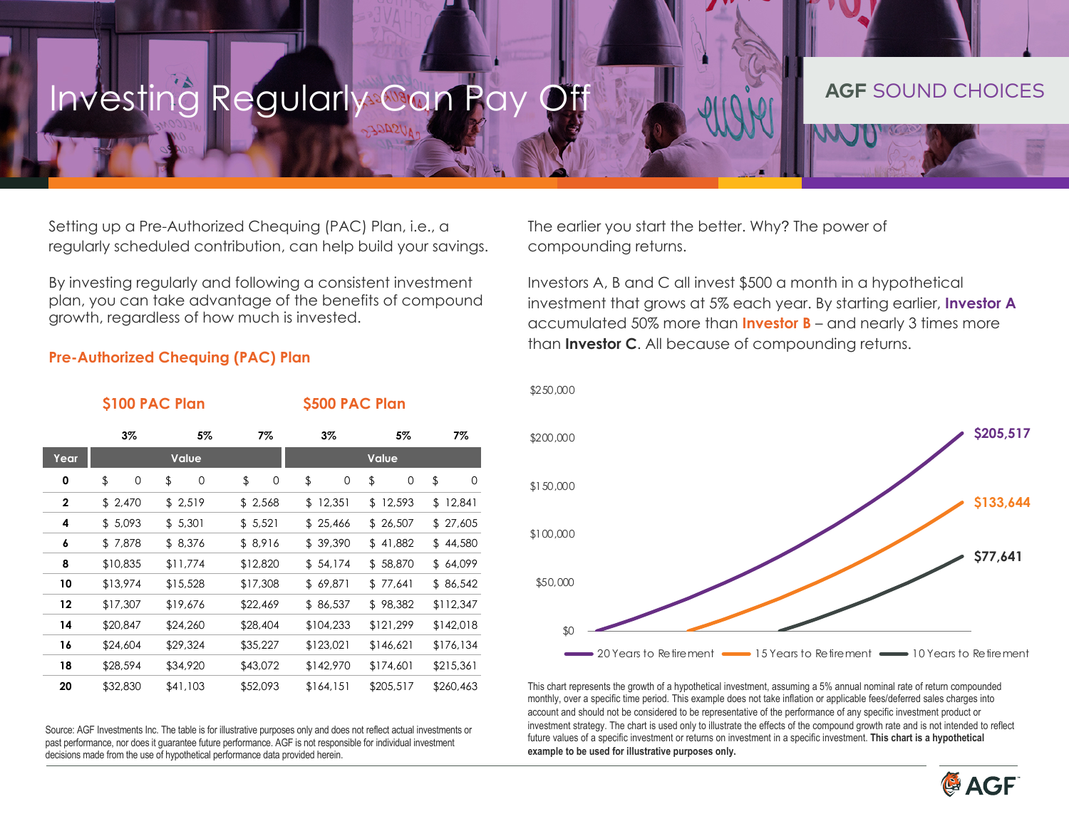# Investing Regularly Can Pay Off

AGF SOUND CHOICES

Setting up a Pre-Authorized Chequing (PAC) Plan, i.e., a regularly scheduled contribution, can help build your savings.

By investing regularly and following a consistent investment plan, you can take advantage of the benefits of compound growth, regardless of how much is invested.

## Pre-Authorized Chequing (PAC) Plan

| | $100 PAC Plan | | | $500 PAC Plan | | |
|---|---|---|---|---|---|---|
| | 3% | 5% | 7% | 3% | 5% | 7% |
| **Year** | **Value** | | | **Value** | | |
| **0** | $ 0 | $ 0 | $ 0 | $ 0 | $ 0 | $ 0 |
| **2** | $ 2,470 | $ 2,519 | $ 2,568 | $ 12,351 | $ 12,593 | $ 12,841 |
| **4** | $ 5,093 | $ 5,301 | $ 5,521 | $ 25,466 | $ 26,507 | $ 27,605 |
| **6** | $ 7,878 | $ 8,376 | $ 8,916 | $ 39,390 | $ 41,882 | $ 44,580 |
| **8** | $10,835 | $11,774 | $12,820 | $ 54,174 | $ 58,870 | $ 64,099 |
| **10** | $13,974 | $15,528 | $17,308 | $ 69,871 | $ 77,641 | $ 86,542 |
| **12** | $17,307 | $19,676 | $22,469 | $ 86,537 | $ 98,382 | $112,347 |
| **14** | $20,847 | $24,260 | $28,404 | $104,233 | $121,299 | $142,018 |
| **16** | $24,604 | $29,324 | $35,227 | $123,021 | $146,621 | $176,134 |
| **18** | $28,594 | $34,920 | $43,072 | $142,970 | $174,601 | $215,361 |
| **20** | $32,830 | $41,103 | $52,093 | $164,151 | $205,517 | $260,463 |

Source: AGF Investments Inc. The table is for illustrative purposes only and does not reflect actual investments or past performance, nor does it guarantee future performance. AGF is not responsible for individual investment decisions made from the use of hypothetical performance data provided herein.

The earlier you start the better. Why? The power of compounding returns.

Investors A, B and C all invest $500 a month in a hypothetical investment that grows at 5% each year. By starting earlier, **Investor A** accumulated 50% more than **Investor B** – and nearly 3 times more than **Investor C**. All because of compounding returns.

$250,000
$200,000
$150,000
$100,000
$50,000
$0

$205,517
$133,644
$77,641

20 Years to Retirement — 15 Years to Retirement — 10 Years to Retirement

This chart represents the growth of a hypothetical investment, assuming a 5% annual nominal rate of return compounded monthly, over a specific time period. This example does not take inflation or applicable fees/deferred sales charges into account and should not be considered to be representative of the performance of any specific investment product or investment strategy. The chart is used only to illustrate the effects of the compound growth rate and is not intended to reflect future values of a specific investment or returns on investment in a specific investment. **This chart is a hypothetical example to be used for illustrative purposes only.**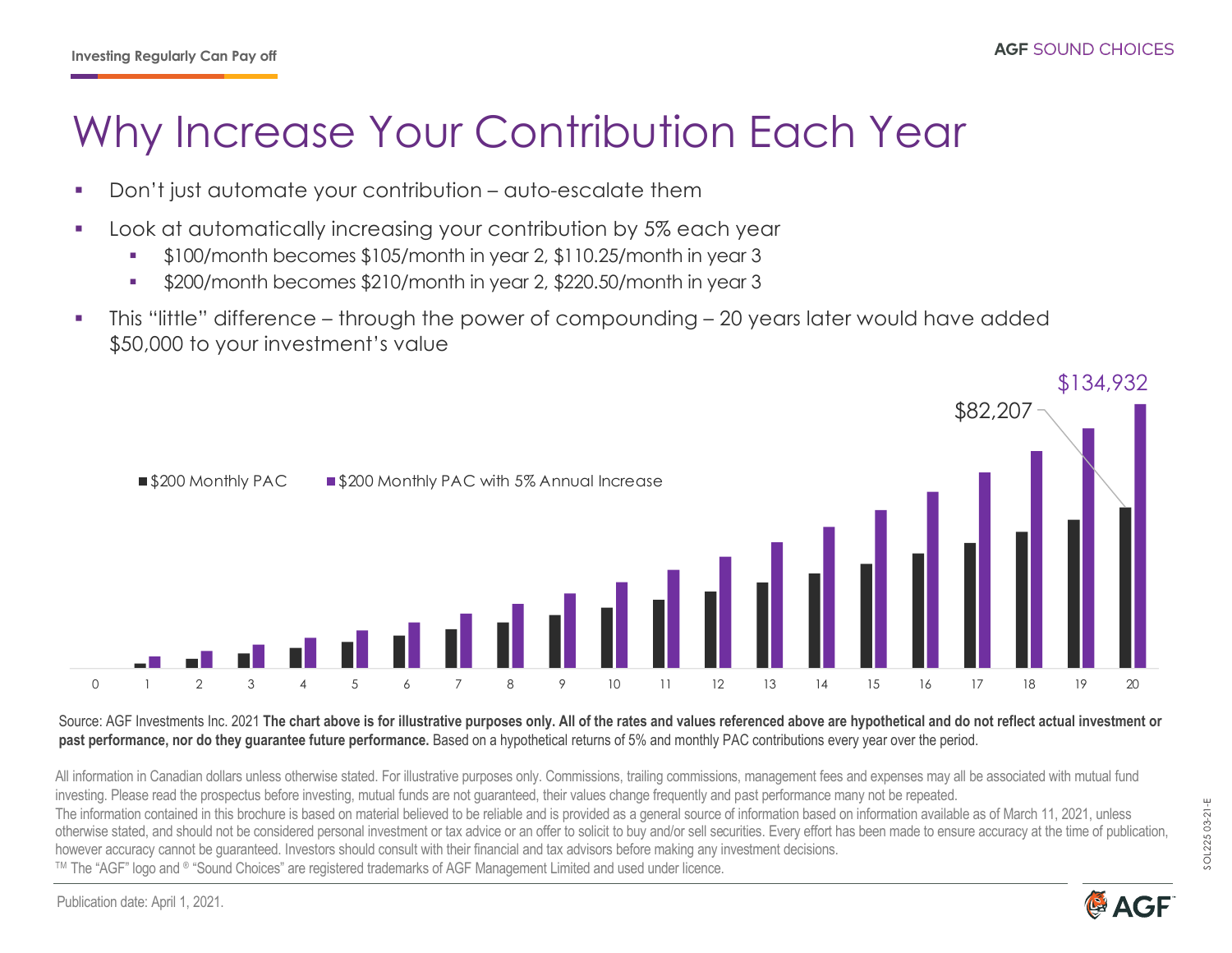Investing Regularly Can Pay off

# Why Increase Your Contribution Each Year

- Don't just automate your contribution – auto-escalate them
- Look at automatically increasing your contribution by 5% each year
  - $100/month becomes $105/month in year 2, $110.25/month in year 3
  - $200/month becomes $210/month in year 2, $220.50/month in year 3
- This "little" difference – through the power of compounding – 20 years later would have added $50,000 to your investment's value

$134,932

$82,207

$200 Monthly PAC

$200 Monthly PAC with 5% Annual Increase

0 1 2 3 4 5 6 7 8 9 10 11 12 13 14 15 16 17 18 19 20

Source: AGF Investments Inc. 2021 **The chart above is for illustrative purposes only. All of the rates and values referenced above are hypothetical and do not reflect actual investment or past performance, nor do they guarantee future performance.** Based on a hypothetical returns of 5% and monthly PAC contributions every year over the period.

All information in Canadian dollars unless otherwise stated. For illustrative purposes only. Commissions, trailing commissions, management fees and expenses may all be associated with mutual fund investing. Please read the prospectus before investing, mutual funds are not guaranteed, their values change frequently and past performance many not be repeated.

The information contained in this brochure is based on material believed to be reliable and is provided as a general source of information based on information available as of March 11, 2021, unless otherwise stated, and should not be considered personal investment or tax advice or an offer to solicit to buy and/or sell securities. Every effort has been made to ensure accuracy at the time of publication, however accuracy cannot be guaranteed. Investors should consult with their financial and tax advisors before making any investment decisions.

™ The "AGF" logo and ® "Sound Choices" are registered trademarks of AGF Management Limited and used under licence.

Publication date: April 1, 2021.

SOL225 03-21-E